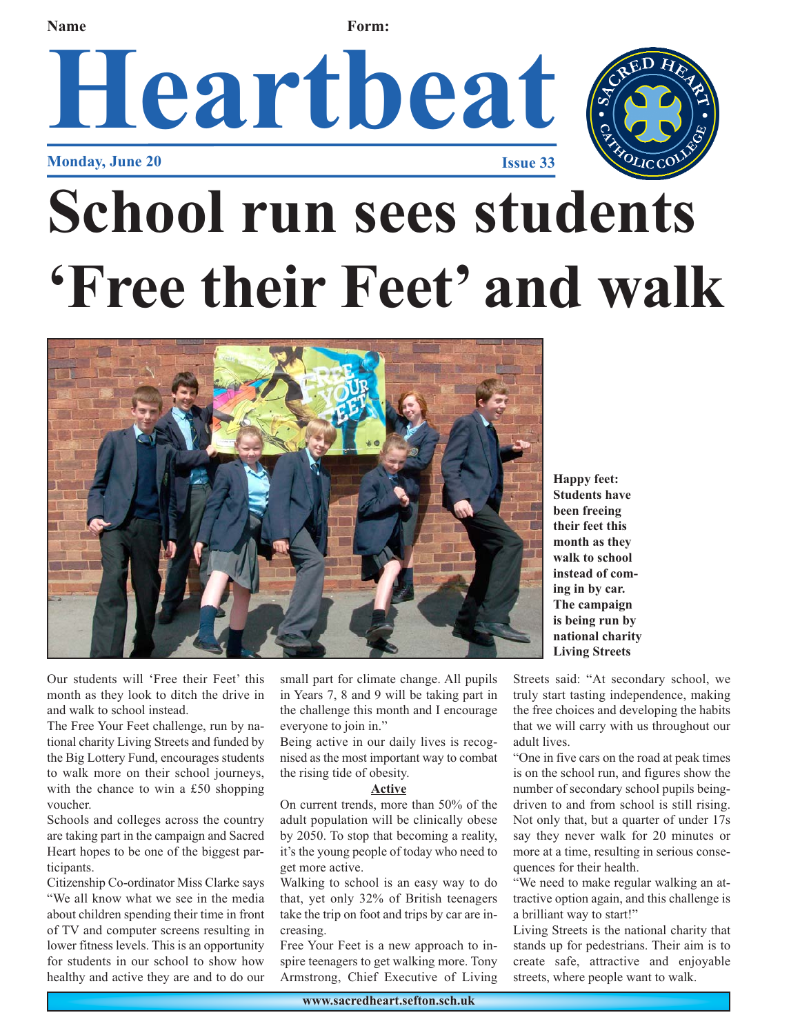Name Form:

# Heartbeat

**Monday, June 20** **Issue 33**

# School run sees students 'Free their Feet' and walk

**Happy feet: Students have been freeing their feet this month as they walk to school instead of coming in by car. The campaign is being run by national charity Living Streets**

Our students will 'Free their Feet' this month as they look to ditch the drive in and walk to school instead.

The Free Your Feet challenge, run by national charity Living Streets and funded by the Big Lottery Fund, encourages students to walk more on their school journeys, with the chance to win a £50 shopping voucher.

Schools and colleges across the country are taking part in the campaign and Sacred Heart hopes to be one of the biggest participants.

Citizenship Co-ordinator Miss Clarke says "We all know what we see in the media about children spending their time in front of TV and computer screens resulting in lower fitness levels. This is an opportunity for students in our school to show how healthy and active they are and to do our small part for climate change. All pupils in Years 7, 8 and 9 will be taking part in the challenge this month and I encourage everyone to join in."

Being active in our daily lives is recognised as the most important way to combat the rising tide of obesity.

**Active**

On current trends, more than 50% of the adult population will be clinically obese by 2050. To stop that becoming a reality, it's the young people of today who need to get more active.

Walking to school is an easy way to do that, yet only 32% of British teenagers take the trip on foot and trips by car are increasing.

Free Your Feet is a new approach to inspire teenagers to get walking more. Tony Armstrong, Chief Executive of Living Streets said: "At secondary school, we truly start tasting independence, making the free choices and developing the habits that we will carry with us throughout our adult lives.

"One in five cars on the road at peak times is on the school run, and figures show the number of secondary school pupils being driven to and from school is still rising. Not only that, but a quarter of under 17s say they never walk for 20 minutes or more at a time, resulting in serious consequences for their health.

"We need to make regular walking an attractive option again, and this challenge is a brilliant way to start!"

Living Streets is the national charity that stands up for pedestrians. Their aim is to create safe, attractive and enjoyable streets, where people want to walk.

www.sacredheart.sefton.sch.uk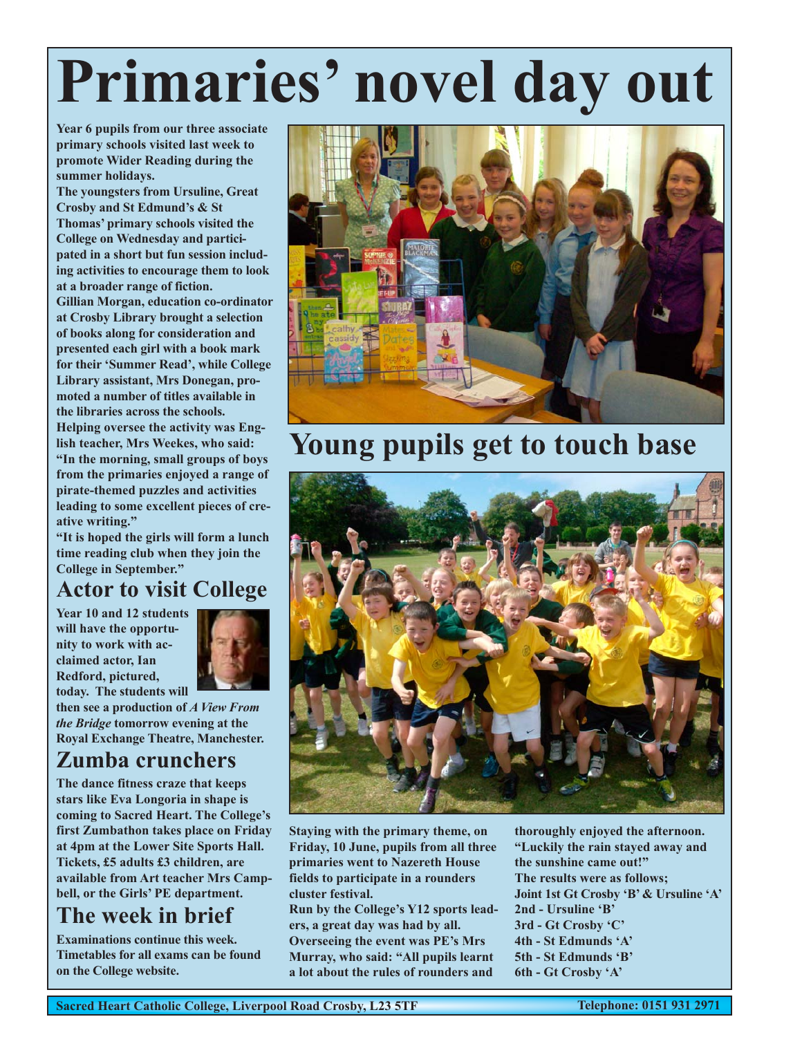# Primaries' novel day out

**Year 6 pupils from our three associate primary schools visited last week to promote Wider Reading during the summer holidays.**

**The youngsters from Ursuline, Great Crosby and St Edmund's & St Thomas' primary schools visited the College on Wednesday and participated in a short but fun session including activities to encourage them to look at a broader range of fiction.**

**Gillian Morgan, education co-ordinator at Crosby Library brought a selection of books along for consideration and presented each girl with a book mark for their 'Summer Read', while College Library assistant, Mrs Donegan, promoted a number of titles available in the libraries across the schools.**

**Helping oversee the activity was English teacher, Mrs Weekes, who said: "In the morning, small groups of boys from the primaries enjoyed a range of pirate-themed puzzles and activities leading to some excellent pieces of creative writing."**

**"It is hoped the girls will form a lunch time reading club when they join the College in September."**

## Actor to visit College

**Year 10 and 12 students will have the opportunity to work with acclaimed actor, Ian Redford, pictured, today. The students will then see a production of *A View From the Bridge* tomorrow evening at the Royal Exchange Theatre, Manchester.**

## Zumba crunchers

**The dance fitness craze that keeps stars like Eva Longoria in shape is coming to Sacred Heart. The College's first Zumbathon takes place on Friday at 4pm at the Lower Site Sports Hall. Tickets, £5 adults £3 children, are available from Art teacher Mrs Campbell, or the Girls' PE department.**

## The week in brief

**Examinations continue this week. Timetables for all exams can be found on the College website.**

# Young pupils get to touch base

**Staying with the primary theme, on Friday, 10 June, pupils from all three primaries went to Nazereth House fields to participate in a rounders cluster festival.**

**Run by the College's Y12 sports leaders, a great day was had by all. Overseeing the event was PE's Mrs Murray, who said: "All pupils learnt a lot about the rules of rounders and thoroughly enjoyed the afternoon. "Luckily the rain stayed away and the sunshine came out!"**

**The results were as follows;**
**Joint 1st Gt Crosby 'B' & Ursuline 'A'**
**2nd - Ursuline 'B'**
**3rd - Gt Crosby 'C'**
**4th - St Edmunds 'A'**
**5th - St Edmunds 'B'**
**6th - Gt Crosby 'A'**

Sacred Heart Catholic College, Liverpool Road Crosby, L23 5TF    Telephone: 0151 931 2971